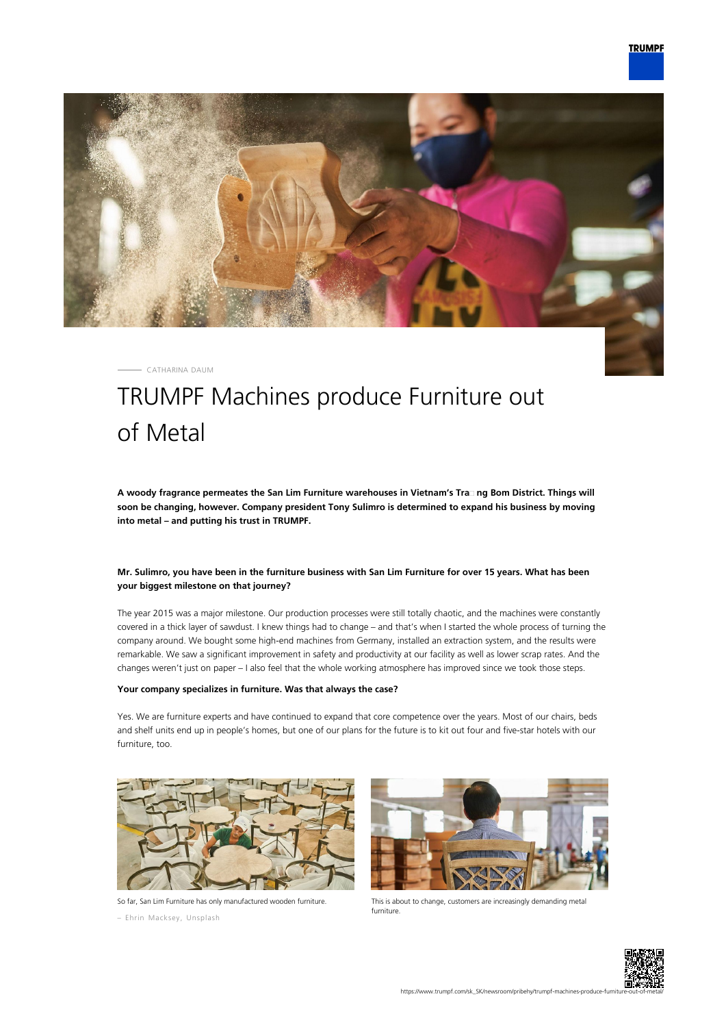CATHARINA DAUM

# TRUMPF Machines produce Furniture out of Metal

**A woody fragrance permeates the San Lim Furniture warehouses in Vietnam's Tra□ng Bom District. Things will soon be changing, however. Company president Tony Sulimro is determined to expand his business by moving into metal – and putting his trust in TRUMPF.**

**Mr. Sulimro, you have been in the furniture business with San Lim Furniture for over 15 years. What has been your biggest milestone on that journey?**

The year 2015 was a major milestone. Our production processes were still totally chaotic, and the machines were constantly covered in a thick layer of sawdust. I knew things had to change – and that's when I started the whole process of turning the company around. We bought some high-end machines from Germany, installed an extraction system, and the results were remarkable. We saw a significant improvement in safety and productivity at our facility as well as lower scrap rates. And the changes weren't just on paper – I also feel that the whole working atmosphere has improved since we took those steps.

**Your company specializes in furniture. Was that always the case?**

Yes. We are furniture experts and have continued to expand that core competence over the years. Most of our chairs, beds and shelf units end up in people's homes, but one of our plans for the future is to kit out four and five-star hotels with our furniture, too.

So far, San Lim Furniture has only manufactured wooden furniture.

– Ehrin Macksey, Unsplash

This is about to change, customers are increasingly demanding metal furniture.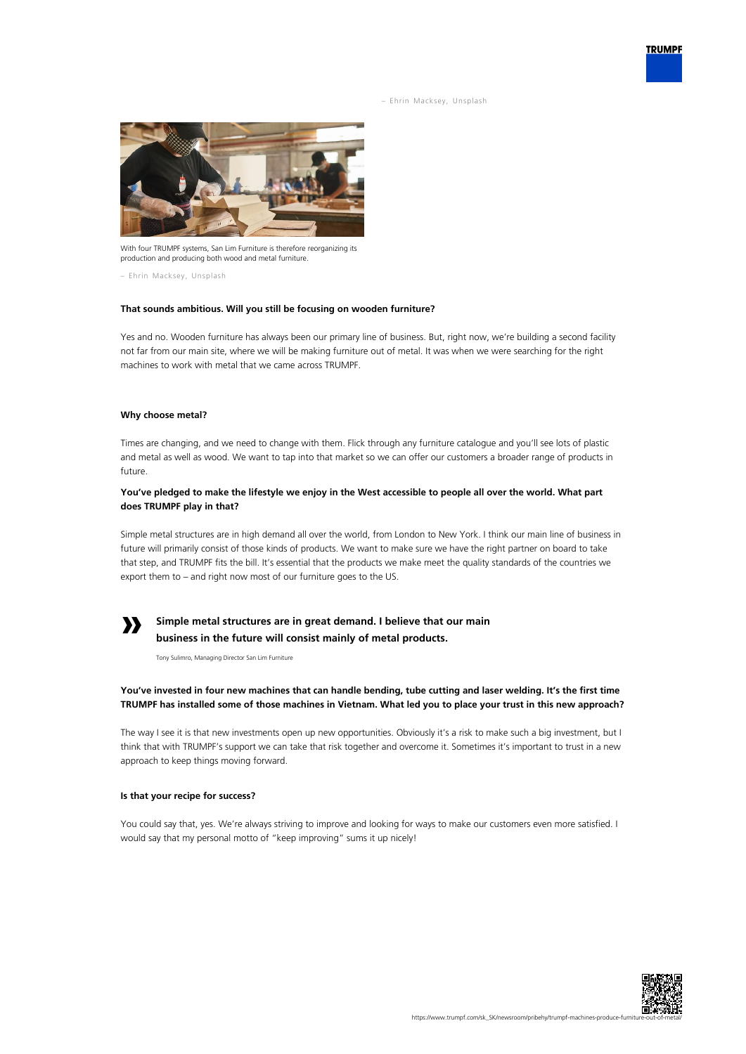– Ehrin Macksey, Unsplash

With four TRUMPF systems, San Lim Furniture is therefore reorganizing its production and producing both wood and metal furniture.

– Ehrin Macksey, Unsplash

**That sounds ambitious. Will you still be focusing on wooden furniture?**

Yes and no. Wooden furniture has always been our primary line of business. But, right now, we're building a second facility not far from our main site, where we will be making furniture out of metal. It was when we were searching for the right machines to work with metal that we came across TRUMPF.

**Why choose metal?**

Times are changing, and we need to change with them. Flick through any furniture catalogue and you'll see lots of plastic and metal as well as wood. We want to tap into that market so we can offer our customers a broader range of products in future.

**You've pledged to make the lifestyle we enjoy in the West accessible to people all over the world. What part does TRUMPF play in that?**

Simple metal structures are in high demand all over the world, from London to New York. I think our main line of business in future will primarily consist of those kinds of products. We want to make sure we have the right partner on board to take that step, and TRUMPF fits the bill. It's essential that the products we make meet the quality standards of the countries we export them to – and right now most of our furniture goes to the US.

> **Simple metal structures are in great demand. I believe that our main business in the future will consist mainly of metal products.**
>
> Tony Sulimro, Managing Director San Lim Furniture

**You've invested in four new machines that can handle bending, tube cutting and laser welding. It's the first time TRUMPF has installed some of those machines in Vietnam. What led you to place your trust in this new approach?**

The way I see it is that new investments open up new opportunities. Obviously it's a risk to make such a big investment, but I think that with TRUMPF's support we can take that risk together and overcome it. Sometimes it's important to trust in a new approach to keep things moving forward.

**Is that your recipe for success?**

You could say that, yes. We're always striving to improve and looking for ways to make our customers even more satisfied. I would say that my personal motto of "keep improving" sums it up nicely!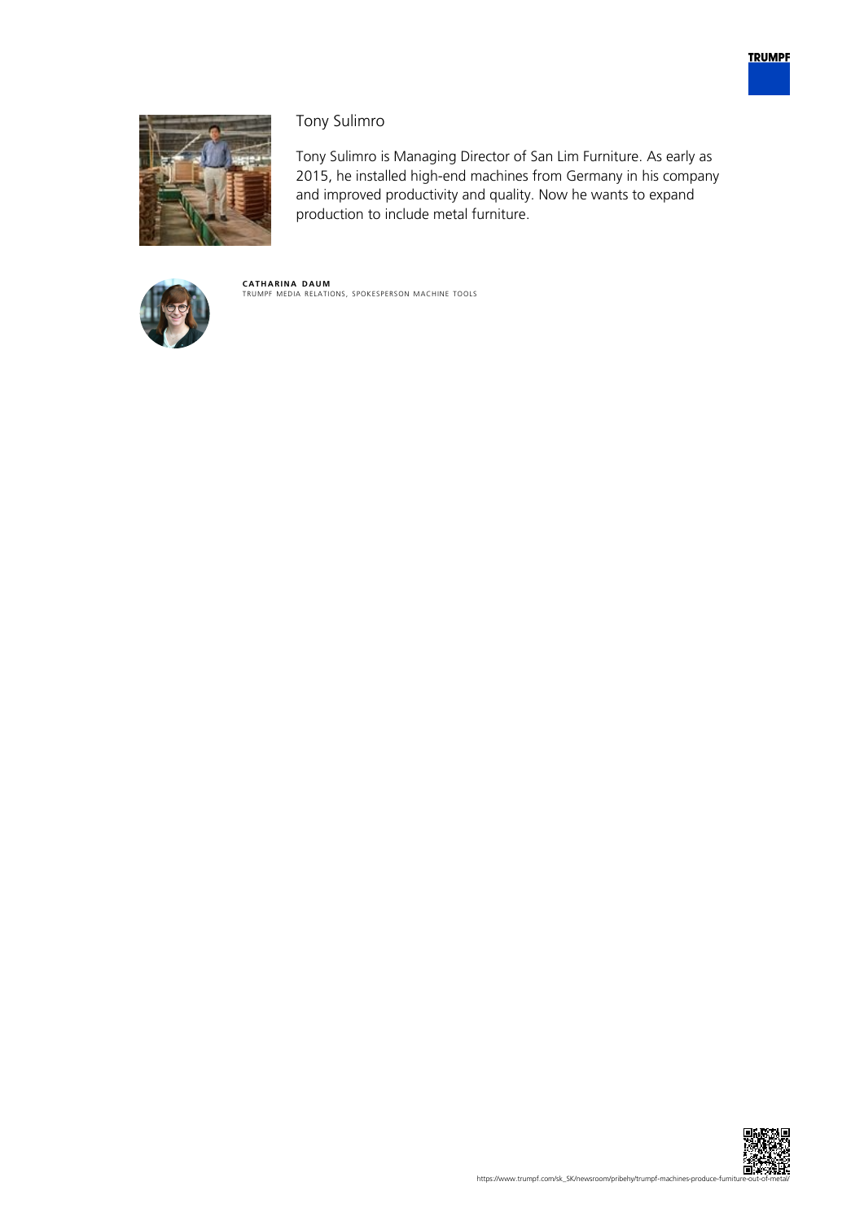Tony Sulimro

Tony Sulimro is Managing Director of San Lim Furniture. As early as 2015, he installed high-end machines from Germany in his company and improved productivity and quality. Now he wants to expand production to include metal furniture.

**CATHARINA DAUM**
TRUMPF MEDIA RELATIONS, SPOKESPERSON MACHINE TOOLS